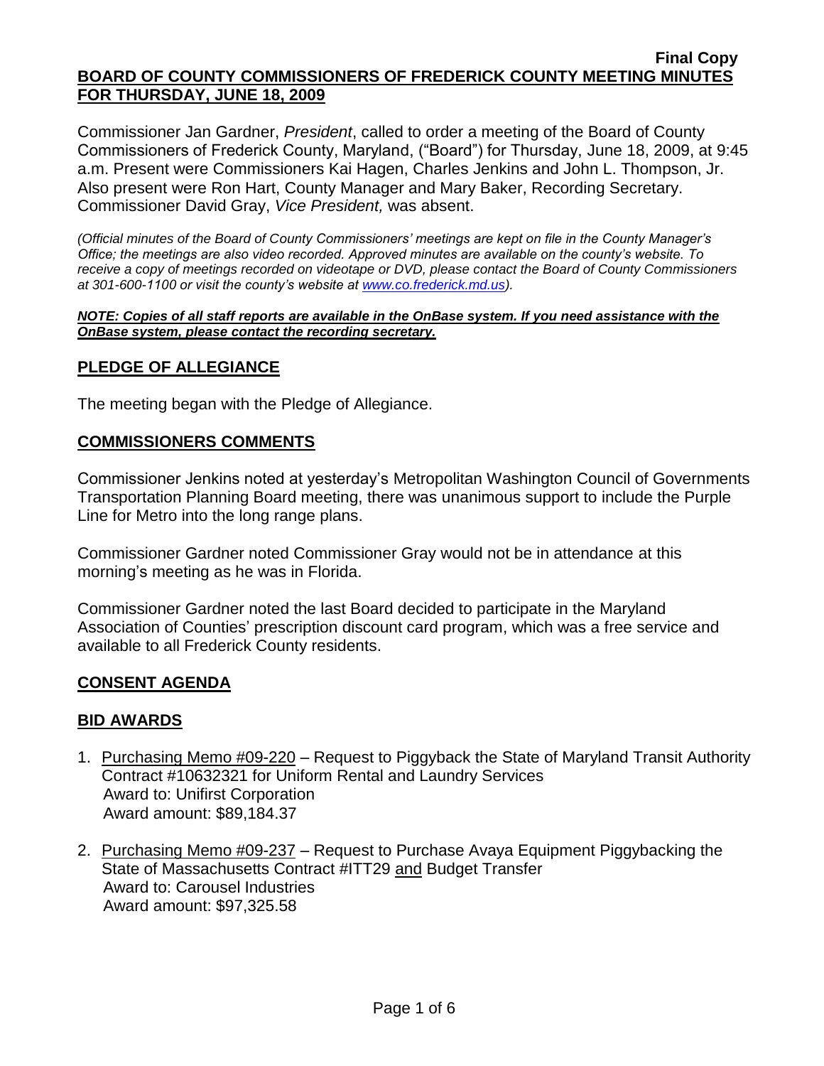**Final Copy**

**BOARD OF COUNTY COMMISSIONERS OF FREDERICK COUNTY MEETING MINUTES FOR THURSDAY, JUNE 18, 2009**

Commissioner Jan Gardner, *President*, called to order a meeting of the Board of County Commissioners of Frederick County, Maryland, ("Board") for Thursday, June 18, 2009, at 9:45 a.m. Present were Commissioners Kai Hagen, Charles Jenkins and John L. Thompson, Jr. Also present were Ron Hart, County Manager and Mary Baker, Recording Secretary. Commissioner David Gray, *Vice President,* was absent.

*(Official minutes of the Board of County Commissioners' meetings are kept on file in the County Manager's Office; the meetings are also video recorded. Approved minutes are available on the county's website. To receive a copy of meetings recorded on videotape or DVD, please contact the Board of County Commissioners at 301-600-1100 or visit the county's website at www.co.frederick.md.us).*

***NOTE: Copies of all staff reports are available in the OnBase system. If you need assistance with the OnBase system, please contact the recording secretary.***

## PLEDGE OF ALLEGIANCE

The meeting began with the Pledge of Allegiance.

## COMMISSIONERS COMMENTS

Commissioner Jenkins noted at yesterday's Metropolitan Washington Council of Governments Transportation Planning Board meeting, there was unanimous support to include the Purple Line for Metro into the long range plans.

Commissioner Gardner noted Commissioner Gray would not be in attendance at this morning's meeting as he was in Florida.

Commissioner Gardner noted the last Board decided to participate in the Maryland Association of Counties' prescription discount card program, which was a free service and available to all Frederick County residents.

## CONSENT AGENDA

## BID AWARDS

1. Purchasing Memo #09-220 – Request to Piggyback the State of Maryland Transit Authority Contract #10632321 for Uniform Rental and Laundry Services
   Award to: Unifirst Corporation
   Award amount: $89,184.37

2. Purchasing Memo #09-237 – Request to Purchase Avaya Equipment Piggybacking the State of Massachusetts Contract #ITT29 and Budget Transfer
   Award to: Carousel Industries
   Award amount: $97,325.58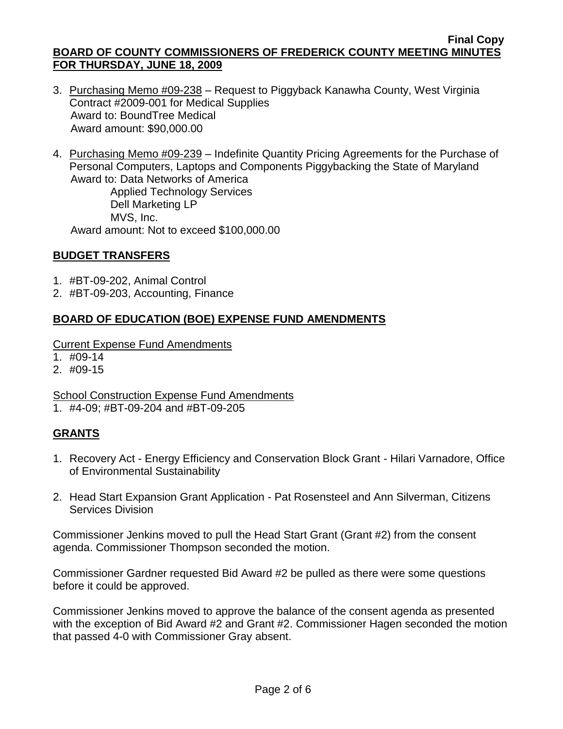3. Purchasing Memo #09-238 – Request to Piggyback Kanawha County, West Virginia Contract #2009-001 for Medical Supplies
   Award to: BoundTree Medical
   Award amount: $90,000.00

4. Purchasing Memo #09-239 – Indefinite Quantity Pricing Agreements for the Purchase of Personal Computers, Laptops and Components Piggybacking the State of Maryland
   Award to: Data Networks of America
   Applied Technology Services
   Dell Marketing LP
   MVS, Inc.
   Award amount: Not to exceed $100,000.00

## BUDGET TRANSFERS

1. #BT-09-202, Animal Control
2. #BT-09-203, Accounting, Finance

## BOARD OF EDUCATION (BOE) EXPENSE FUND AMENDMENTS

Current Expense Fund Amendments

1. #09-14
2. #09-15

School Construction Expense Fund Amendments

1. #4-09; #BT-09-204 and #BT-09-205

## GRANTS

1. Recovery Act - Energy Efficiency and Conservation Block Grant - Hilari Varnadore, Office of Environmental Sustainability

2. Head Start Expansion Grant Application - Pat Rosensteel and Ann Silverman, Citizens Services Division

Commissioner Jenkins moved to pull the Head Start Grant (Grant #2) from the consent agenda. Commissioner Thompson seconded the motion.

Commissioner Gardner requested Bid Award #2 be pulled as there were some questions before it could be approved.

Commissioner Jenkins moved to approve the balance of the consent agenda as presented with the exception of Bid Award #2 and Grant #2. Commissioner Hagen seconded the motion that passed 4-0 with Commissioner Gray absent.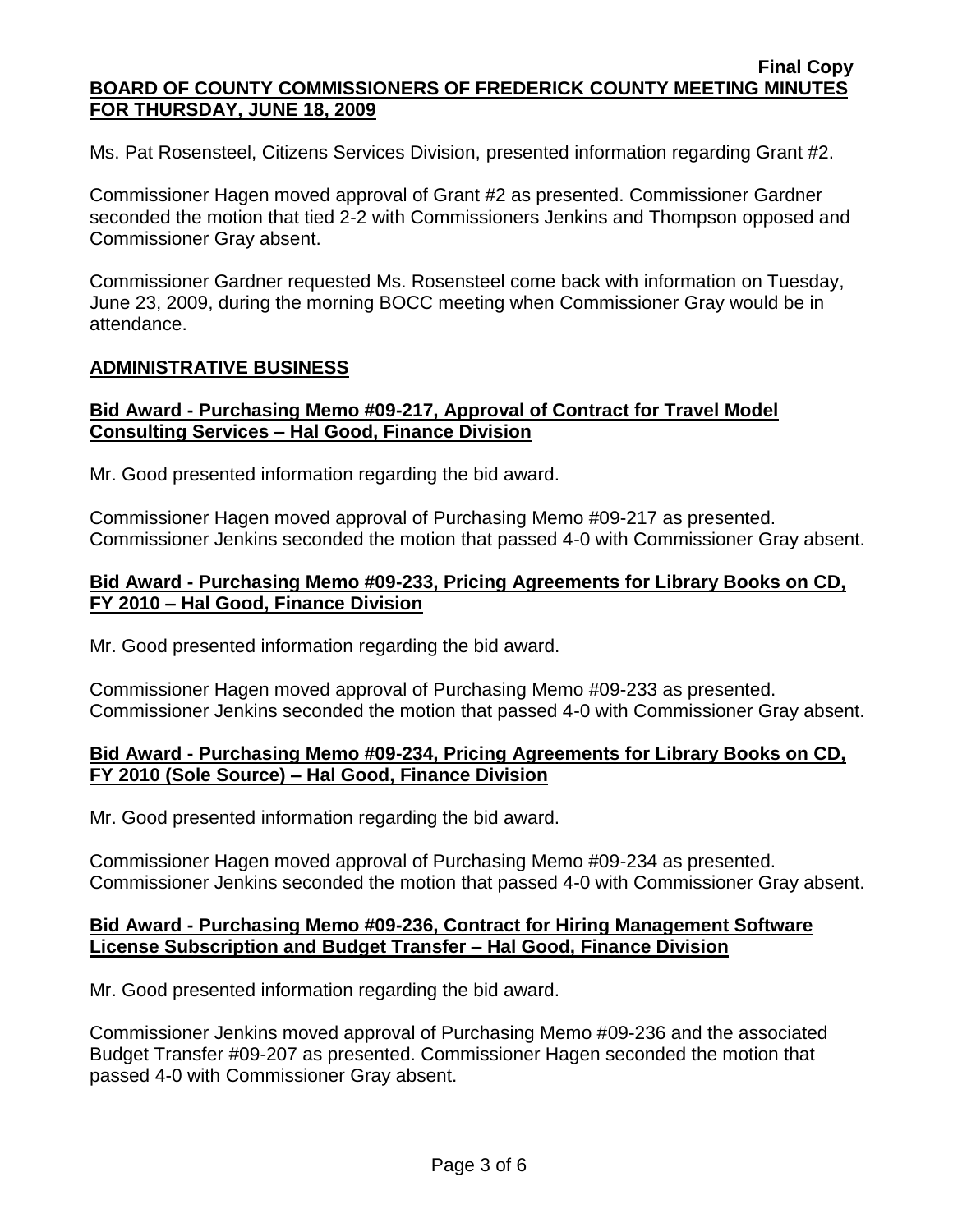Ms. Pat Rosensteel, Citizens Services Division, presented information regarding Grant #2.

Commissioner Hagen moved approval of Grant #2 as presented. Commissioner Gardner seconded the motion that tied 2-2 with Commissioners Jenkins and Thompson opposed and Commissioner Gray absent.

Commissioner Gardner requested Ms. Rosensteel come back with information on Tuesday, June 23, 2009, during the morning BOCC meeting when Commissioner Gray would be in attendance.

## ADMINISTRATIVE BUSINESS

### Bid Award - Purchasing Memo #09-217, Approval of Contract for Travel Model Consulting Services – Hal Good, Finance Division

Mr. Good presented information regarding the bid award.

Commissioner Hagen moved approval of Purchasing Memo #09-217 as presented. Commissioner Jenkins seconded the motion that passed 4-0 with Commissioner Gray absent.

### Bid Award - Purchasing Memo #09-233, Pricing Agreements for Library Books on CD, FY 2010 – Hal Good, Finance Division

Mr. Good presented information regarding the bid award.

Commissioner Hagen moved approval of Purchasing Memo #09-233 as presented. Commissioner Jenkins seconded the motion that passed 4-0 with Commissioner Gray absent.

### Bid Award - Purchasing Memo #09-234, Pricing Agreements for Library Books on CD, FY 2010 (Sole Source) – Hal Good, Finance Division

Mr. Good presented information regarding the bid award.

Commissioner Hagen moved approval of Purchasing Memo #09-234 as presented. Commissioner Jenkins seconded the motion that passed 4-0 with Commissioner Gray absent.

### Bid Award - Purchasing Memo #09-236, Contract for Hiring Management Software License Subscription and Budget Transfer – Hal Good, Finance Division

Mr. Good presented information regarding the bid award.

Commissioner Jenkins moved approval of Purchasing Memo #09-236 and the associated Budget Transfer #09-207 as presented. Commissioner Hagen seconded the motion that passed 4-0 with Commissioner Gray absent.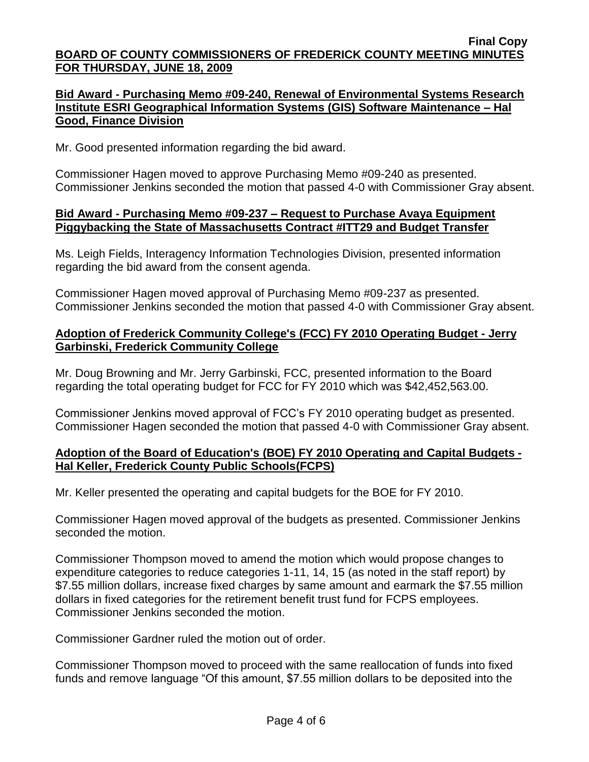**Final Copy**

**BOARD OF COUNTY COMMISSIONERS OF FREDERICK COUNTY MEETING MINUTES FOR THURSDAY, JUNE 18, 2009**

**Bid Award - Purchasing Memo #09-240, Renewal of Environmental Systems Research Institute ESRI Geographical Information Systems (GIS) Software Maintenance – Hal Good, Finance Division**

Mr. Good presented information regarding the bid award.

Commissioner Hagen moved to approve Purchasing Memo #09-240 as presented. Commissioner Jenkins seconded the motion that passed 4-0 with Commissioner Gray absent.

**Bid Award - Purchasing Memo #09-237 – Request to Purchase Avaya Equipment Piggybacking the State of Massachusetts Contract #ITT29 and Budget Transfer**

Ms. Leigh Fields, Interagency Information Technologies Division, presented information regarding the bid award from the consent agenda.

Commissioner Hagen moved approval of Purchasing Memo #09-237 as presented. Commissioner Jenkins seconded the motion that passed 4-0 with Commissioner Gray absent.

**Adoption of Frederick Community College's (FCC) FY 2010 Operating Budget - Jerry Garbinski, Frederick Community College**

Mr. Doug Browning and Mr. Jerry Garbinski, FCC, presented information to the Board regarding the total operating budget for FCC for FY 2010 which was $42,452,563.00.

Commissioner Jenkins moved approval of FCC's FY 2010 operating budget as presented. Commissioner Hagen seconded the motion that passed 4-0 with Commissioner Gray absent.

**Adoption of the Board of Education's (BOE) FY 2010 Operating and Capital Budgets - Hal Keller, Frederick County Public Schools(FCPS)**

Mr. Keller presented the operating and capital budgets for the BOE for FY 2010.

Commissioner Hagen moved approval of the budgets as presented. Commissioner Jenkins seconded the motion.

Commissioner Thompson moved to amend the motion which would propose changes to expenditure categories to reduce categories 1-11, 14, 15 (as noted in the staff report) by $7.55 million dollars, increase fixed charges by same amount and earmark the $7.55 million dollars in fixed categories for the retirement benefit trust fund for FCPS employees. Commissioner Jenkins seconded the motion.

Commissioner Gardner ruled the motion out of order.

Commissioner Thompson moved to proceed with the same reallocation of funds into fixed funds and remove language "Of this amount, $7.55 million dollars to be deposited into the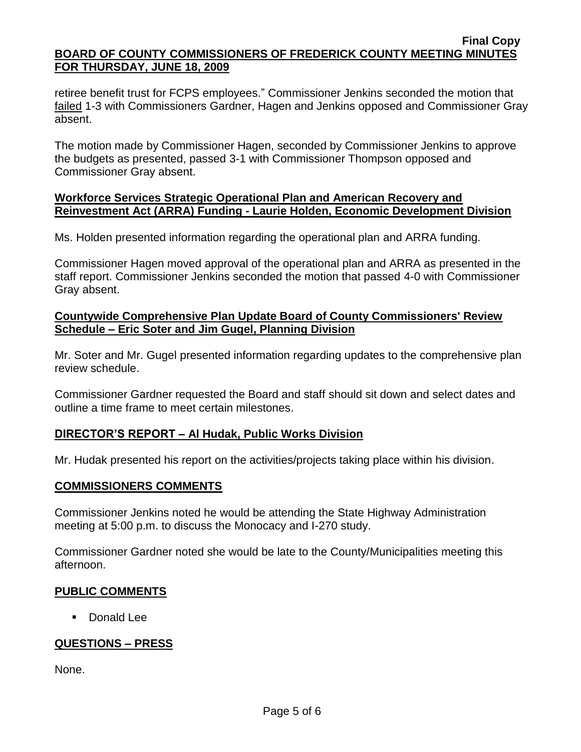retiree benefit trust for FCPS employees." Commissioner Jenkins seconded the motion that failed 1-3 with Commissioners Gardner, Hagen and Jenkins opposed and Commissioner Gray absent.

The motion made by Commissioner Hagen, seconded by Commissioner Jenkins to approve the budgets as presented, passed 3-1 with Commissioner Thompson opposed and Commissioner Gray absent.

**Workforce Services Strategic Operational Plan and American Recovery and Reinvestment Act (ARRA) Funding - Laurie Holden, Economic Development Division**

Ms. Holden presented information regarding the operational plan and ARRA funding.

Commissioner Hagen moved approval of the operational plan and ARRA as presented in the staff report. Commissioner Jenkins seconded the motion that passed 4-0 with Commissioner Gray absent.

**Countywide Comprehensive Plan Update Board of County Commissioners' Review Schedule – Eric Soter and Jim Gugel, Planning Division**

Mr. Soter and Mr. Gugel presented information regarding updates to the comprehensive plan review schedule.

Commissioner Gardner requested the Board and staff should sit down and select dates and outline a time frame to meet certain milestones.

**DIRECTOR'S REPORT – Al Hudak, Public Works Division**

Mr. Hudak presented his report on the activities/projects taking place within his division.

**COMMISSIONERS COMMENTS**

Commissioner Jenkins noted he would be attending the State Highway Administration meeting at 5:00 p.m. to discuss the Monocacy and I-270 study.

Commissioner Gardner noted she would be late to the County/Municipalities meeting this afternoon.

**PUBLIC COMMENTS**

- Donald Lee

**QUESTIONS – PRESS**

None.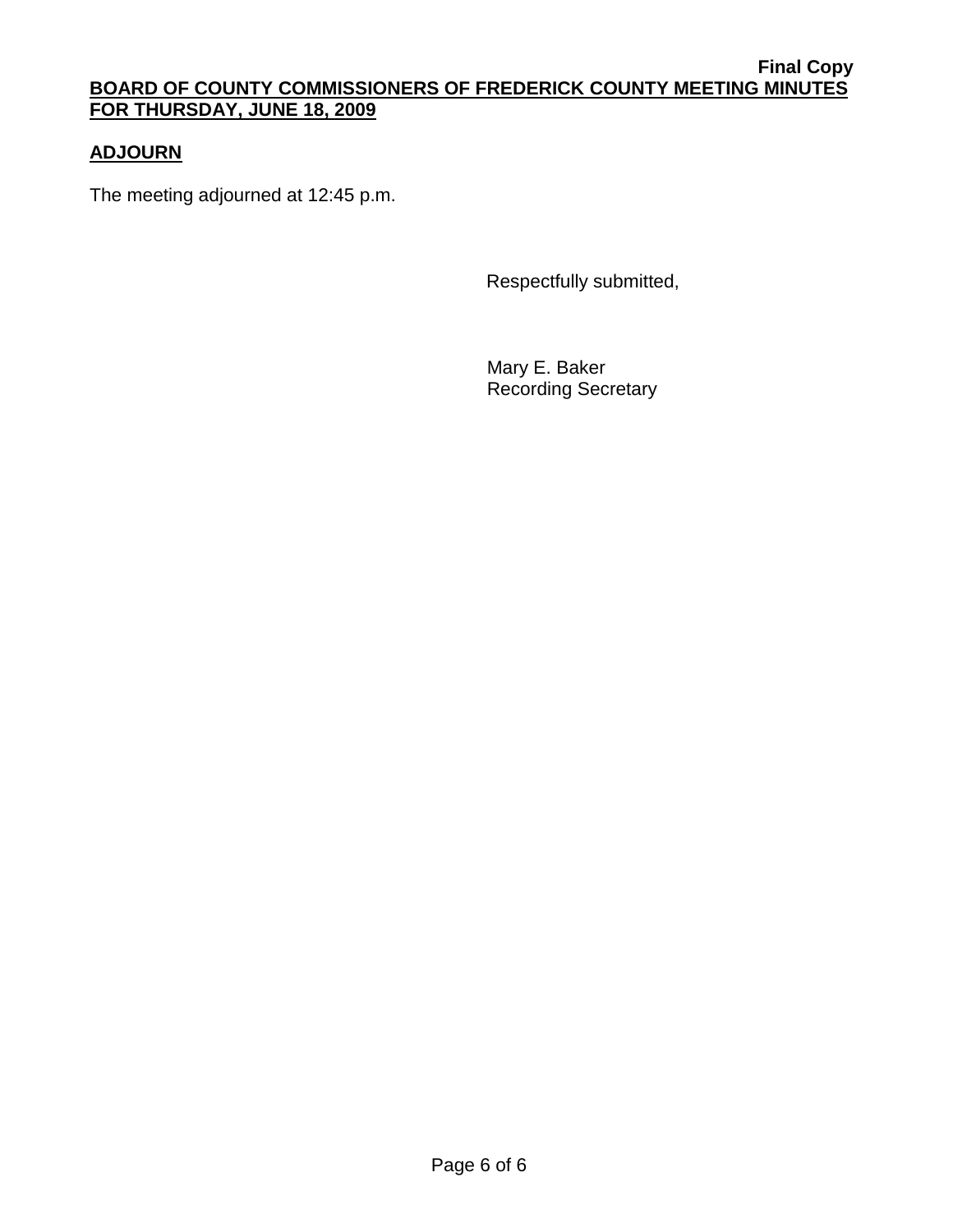## ADJOURN

The meeting adjourned at 12:45 p.m.

Respectfully submitted,

Mary E. Baker
Recording Secretary